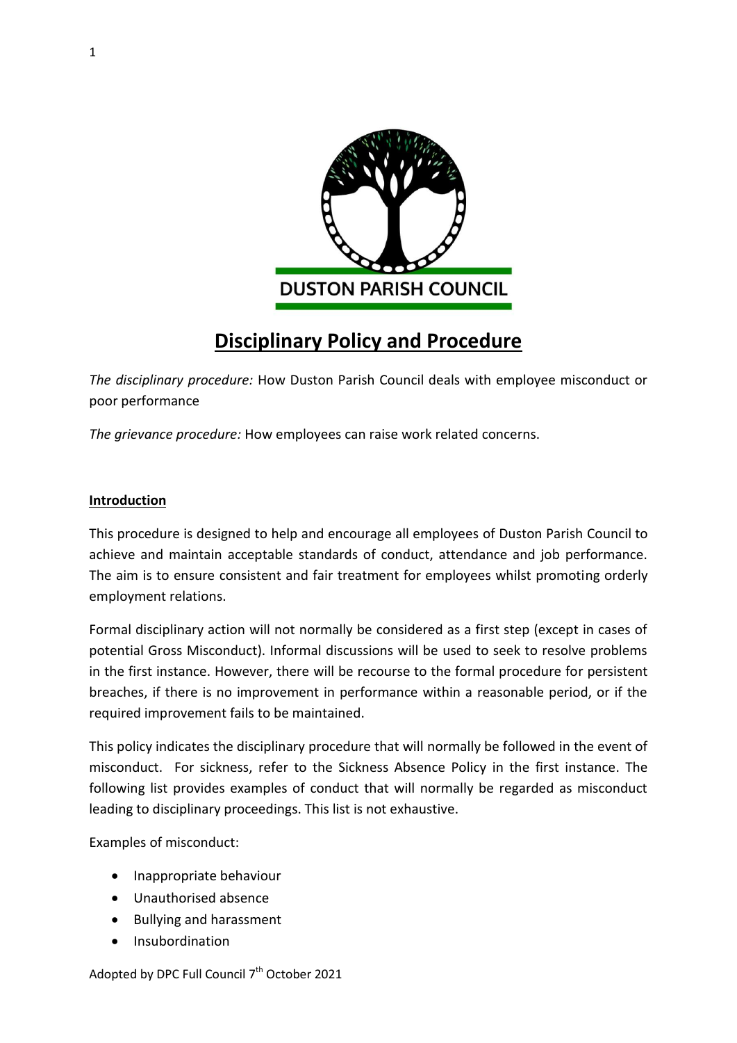DUSTON PARISH COUNCIL

# Disciplinary Policy and Procedure

*The disciplinary procedure:* How Duston Parish Council deals with employee misconduct or poor performance

*The grievance procedure:* How employees can raise work related concerns.

## Introduction

This procedure is designed to help and encourage all employees of Duston Parish Council to achieve and maintain acceptable standards of conduct, attendance and job performance. The aim is to ensure consistent and fair treatment for employees whilst promoting orderly employment relations.

Formal disciplinary action will not normally be considered as a first step (except in cases of potential Gross Misconduct). Informal discussions will be used to seek to resolve problems in the first instance. However, there will be recourse to the formal procedure for persistent breaches, if there is no improvement in performance within a reasonable period, or if the required improvement fails to be maintained.

This policy indicates the disciplinary procedure that will normally be followed in the event of misconduct. For sickness, refer to the Sickness Absence Policy in the first instance. The following list provides examples of conduct that will normally be regarded as misconduct leading to disciplinary proceedings. This list is not exhaustive.

Examples of misconduct:

- Inappropriate behaviour
- Unauthorised absence
- Bullying and harassment
- Insubordination

Adopted by DPC Full Council 7th October 2021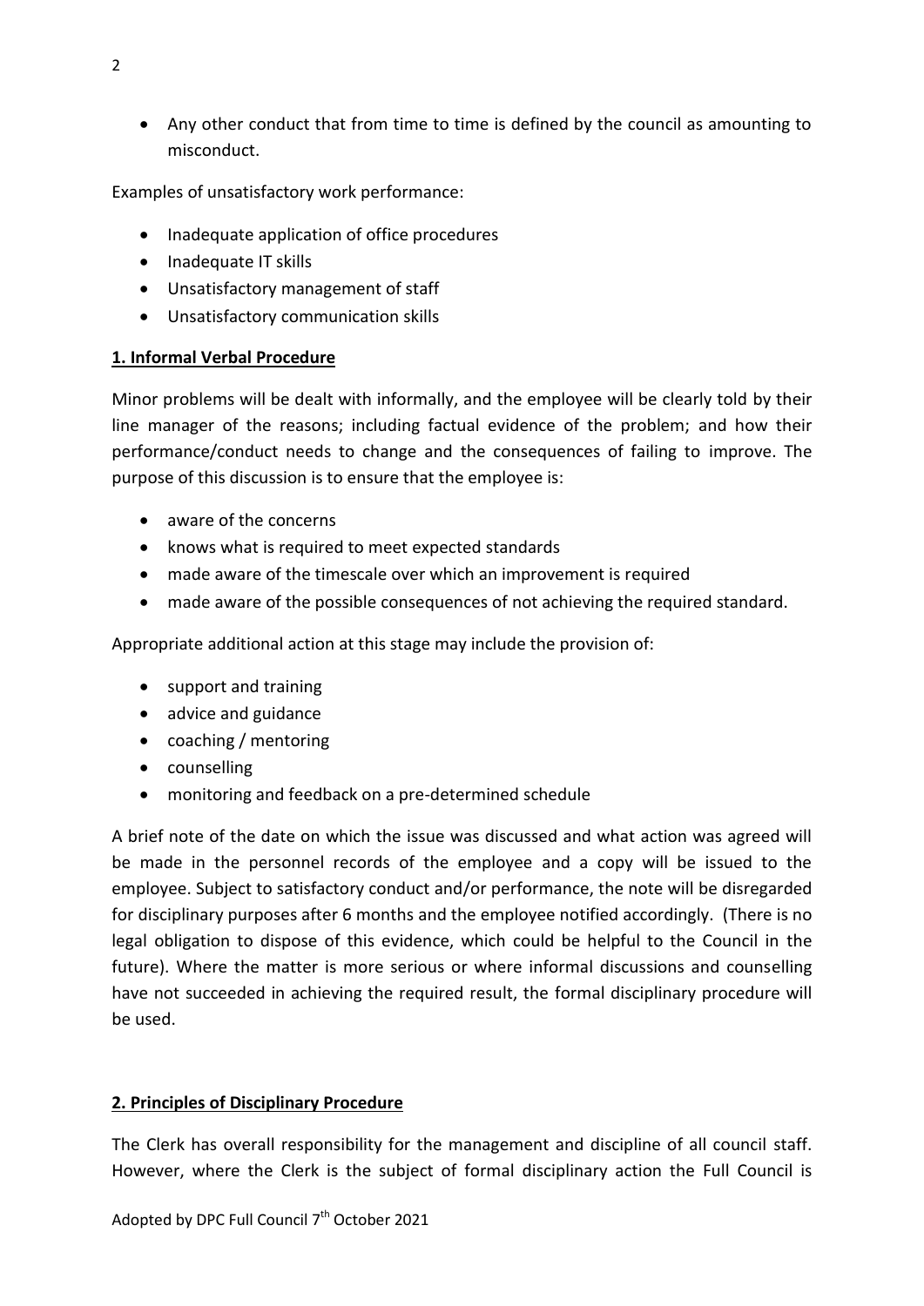- Any other conduct that from time to time is defined by the council as amounting to misconduct.

Examples of unsatisfactory work performance:

- Inadequate application of office procedures
- Inadequate IT skills
- Unsatisfactory management of staff
- Unsatisfactory communication skills

**1. Informal Verbal Procedure**

Minor problems will be dealt with informally, and the employee will be clearly told by their line manager of the reasons; including factual evidence of the problem; and how their performance/conduct needs to change and the consequences of failing to improve. The purpose of this discussion is to ensure that the employee is:

- aware of the concerns
- knows what is required to meet expected standards
- made aware of the timescale over which an improvement is required
- made aware of the possible consequences of not achieving the required standard.

Appropriate additional action at this stage may include the provision of:

- support and training
- advice and guidance
- coaching / mentoring
- counselling
- monitoring and feedback on a pre-determined schedule

A brief note of the date on which the issue was discussed and what action was agreed will be made in the personnel records of the employee and a copy will be issued to the employee. Subject to satisfactory conduct and/or performance, the note will be disregarded for disciplinary purposes after 6 months and the employee notified accordingly. (There is no legal obligation to dispose of this evidence, which could be helpful to the Council in the future). Where the matter is more serious or where informal discussions and counselling have not succeeded in achieving the required result, the formal disciplinary procedure will be used.

**2. Principles of Disciplinary Procedure**

The Clerk has overall responsibility for the management and discipline of all council staff. However, where the Clerk is the subject of formal disciplinary action the Full Council is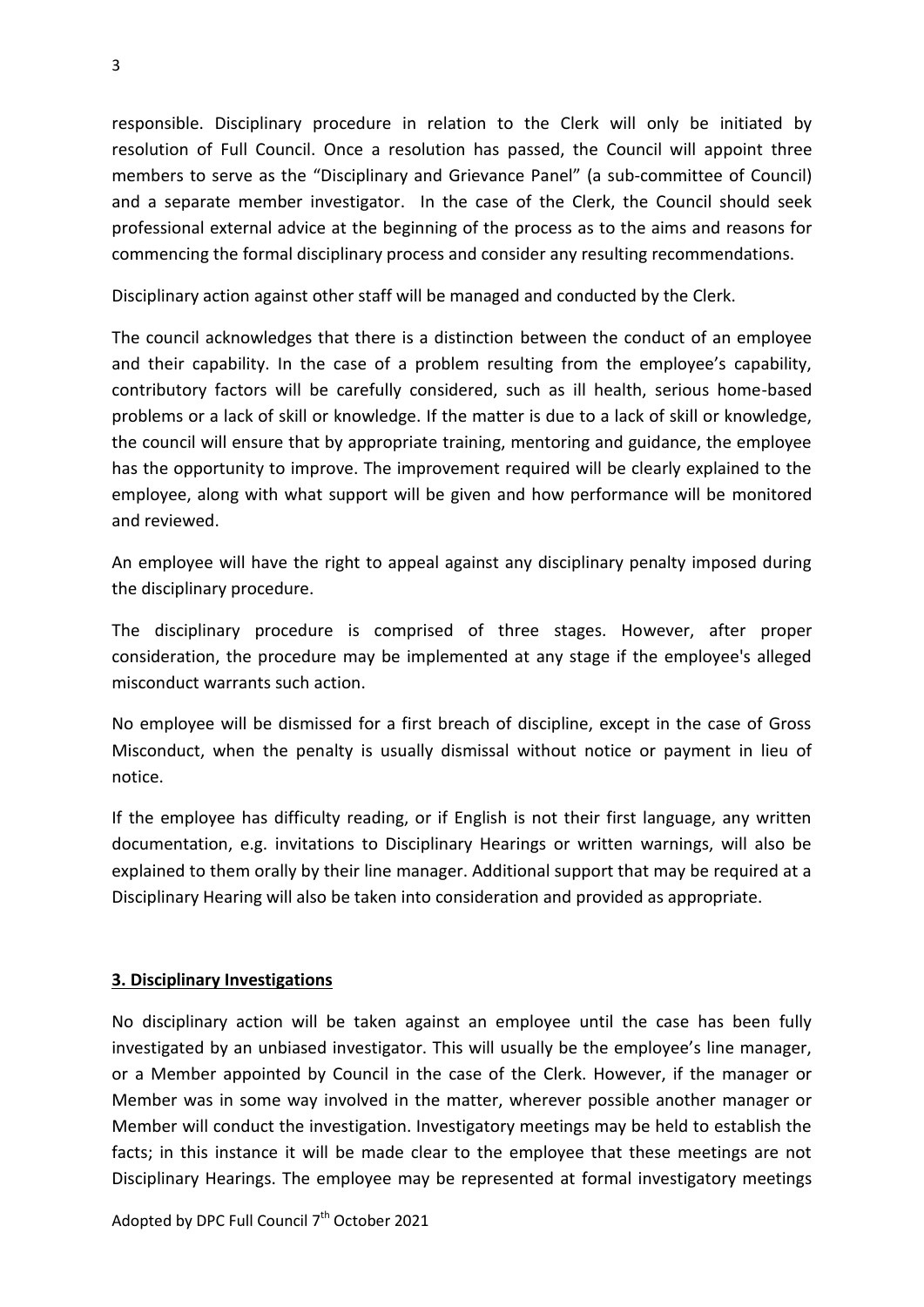responsible. Disciplinary procedure in relation to the Clerk will only be initiated by resolution of Full Council. Once a resolution has passed, the Council will appoint three members to serve as the "Disciplinary and Grievance Panel" (a sub-committee of Council) and a separate member investigator. In the case of the Clerk, the Council should seek professional external advice at the beginning of the process as to the aims and reasons for commencing the formal disciplinary process and consider any resulting recommendations.

Disciplinary action against other staff will be managed and conducted by the Clerk.

The council acknowledges that there is a distinction between the conduct of an employee and their capability. In the case of a problem resulting from the employee's capability, contributory factors will be carefully considered, such as ill health, serious home-based problems or a lack of skill or knowledge. If the matter is due to a lack of skill or knowledge, the council will ensure that by appropriate training, mentoring and guidance, the employee has the opportunity to improve. The improvement required will be clearly explained to the employee, along with what support will be given and how performance will be monitored and reviewed.

An employee will have the right to appeal against any disciplinary penalty imposed during the disciplinary procedure.

The disciplinary procedure is comprised of three stages. However, after proper consideration, the procedure may be implemented at any stage if the employee's alleged misconduct warrants such action.

No employee will be dismissed for a first breach of discipline, except in the case of Gross Misconduct, when the penalty is usually dismissal without notice or payment in lieu of notice.

If the employee has difficulty reading, or if English is not their first language, any written documentation, e.g. invitations to Disciplinary Hearings or written warnings, will also be explained to them orally by their line manager. Additional support that may be required at a Disciplinary Hearing will also be taken into consideration and provided as appropriate.

## 3. Disciplinary Investigations

No disciplinary action will be taken against an employee until the case has been fully investigated by an unbiased investigator. This will usually be the employee's line manager, or a Member appointed by Council in the case of the Clerk. However, if the manager or Member was in some way involved in the matter, wherever possible another manager or Member will conduct the investigation. Investigatory meetings may be held to establish the facts; in this instance it will be made clear to the employee that these meetings are not Disciplinary Hearings. The employee may be represented at formal investigatory meetings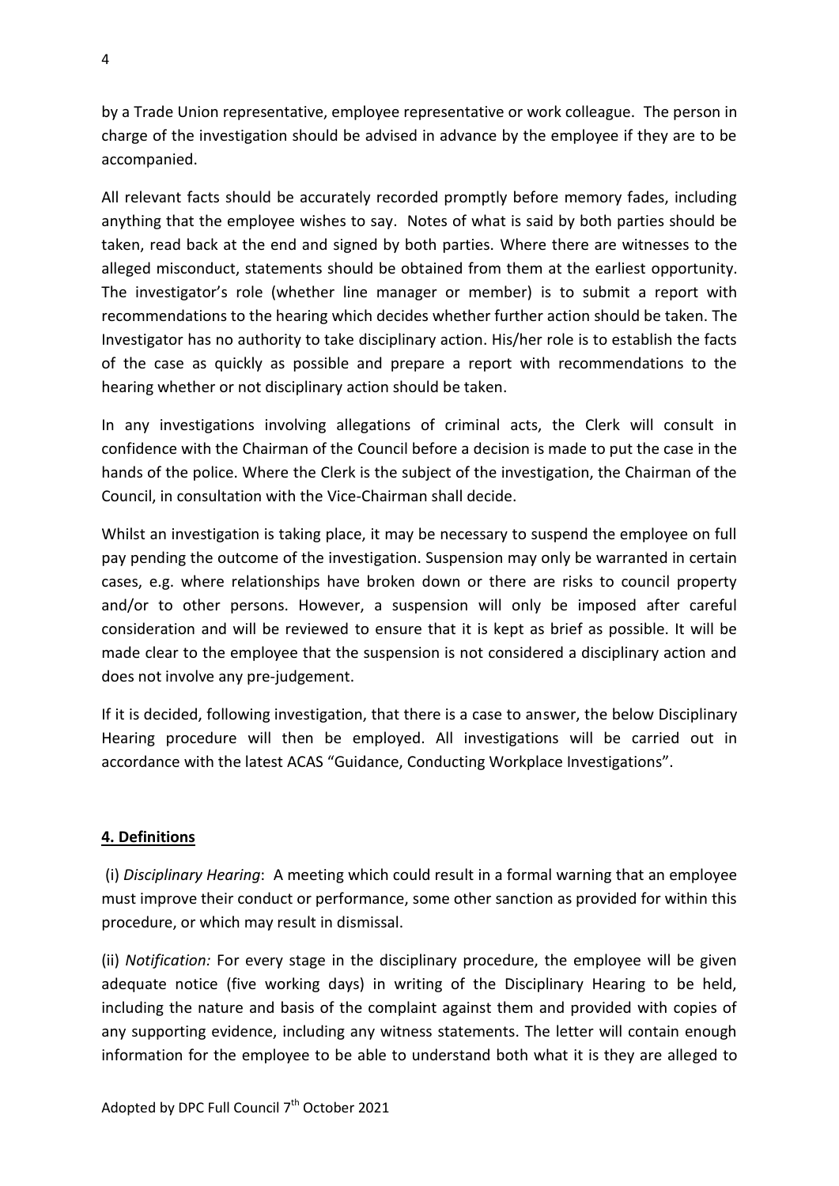by a Trade Union representative, employee representative or work colleague. The person in charge of the investigation should be advised in advance by the employee if they are to be accompanied.

All relevant facts should be accurately recorded promptly before memory fades, including anything that the employee wishes to say. Notes of what is said by both parties should be taken, read back at the end and signed by both parties. Where there are witnesses to the alleged misconduct, statements should be obtained from them at the earliest opportunity. The investigator's role (whether line manager or member) is to submit a report with recommendations to the hearing which decides whether further action should be taken. The Investigator has no authority to take disciplinary action. His/her role is to establish the facts of the case as quickly as possible and prepare a report with recommendations to the hearing whether or not disciplinary action should be taken.

In any investigations involving allegations of criminal acts, the Clerk will consult in confidence with the Chairman of the Council before a decision is made to put the case in the hands of the police. Where the Clerk is the subject of the investigation, the Chairman of the Council, in consultation with the Vice-Chairman shall decide.

Whilst an investigation is taking place, it may be necessary to suspend the employee on full pay pending the outcome of the investigation. Suspension may only be warranted in certain cases, e.g. where relationships have broken down or there are risks to council property and/or to other persons. However, a suspension will only be imposed after careful consideration and will be reviewed to ensure that it is kept as brief as possible. It will be made clear to the employee that the suspension is not considered a disciplinary action and does not involve any pre-judgement.

If it is decided, following investigation, that there is a case to answer, the below Disciplinary Hearing procedure will then be employed. All investigations will be carried out in accordance with the latest ACAS "Guidance, Conducting Workplace Investigations".

## 4. Definitions

(i) *Disciplinary Hearing*: A meeting which could result in a formal warning that an employee must improve their conduct or performance, some other sanction as provided for within this procedure, or which may result in dismissal.

(ii) *Notification:* For every stage in the disciplinary procedure, the employee will be given adequate notice (five working days) in writing of the Disciplinary Hearing to be held, including the nature and basis of the complaint against them and provided with copies of any supporting evidence, including any witness statements. The letter will contain enough information for the employee to be able to understand both what it is they are alleged to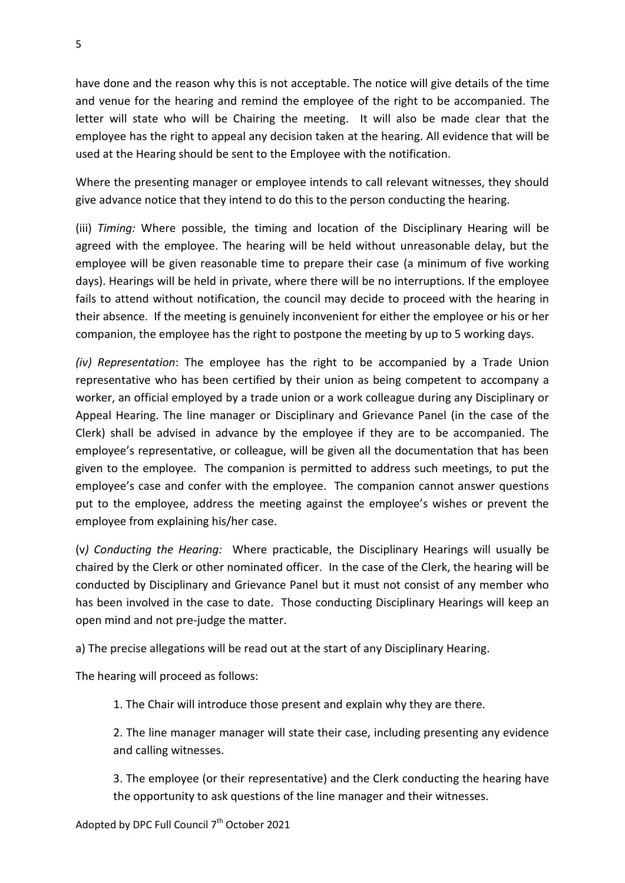have done and the reason why this is not acceptable. The notice will give details of the time and venue for the hearing and remind the employee of the right to be accompanied. The letter will state who will be Chairing the meeting. It will also be made clear that the employee has the right to appeal any decision taken at the hearing. All evidence that will be used at the Hearing should be sent to the Employee with the notification.

Where the presenting manager or employee intends to call relevant witnesses, they should give advance notice that they intend to do this to the person conducting the hearing.

(iii) *Timing:* Where possible, the timing and location of the Disciplinary Hearing will be agreed with the employee. The hearing will be held without unreasonable delay, but the employee will be given reasonable time to prepare their case (a minimum of five working days). Hearings will be held in private, where there will be no interruptions. If the employee fails to attend without notification, the council may decide to proceed with the hearing in their absence. If the meeting is genuinely inconvenient for either the employee or his or her companion, the employee has the right to postpone the meeting by up to 5 working days.

*(iv) Representation*: The employee has the right to be accompanied by a Trade Union representative who has been certified by their union as being competent to accompany a worker, an official employed by a trade union or a work colleague during any Disciplinary or Appeal Hearing. The line manager or Disciplinary and Grievance Panel (in the case of the Clerk) shall be advised in advance by the employee if they are to be accompanied. The employee's representative, or colleague, will be given all the documentation that has been given to the employee. The companion is permitted to address such meetings, to put the employee's case and confer with the employee. The companion cannot answer questions put to the employee, address the meeting against the employee's wishes or prevent the employee from explaining his/her case.

(v*) Conducting the Hearing:* Where practicable, the Disciplinary Hearings will usually be chaired by the Clerk or other nominated officer. In the case of the Clerk, the hearing will be conducted by Disciplinary and Grievance Panel but it must not consist of any member who has been involved in the case to date. Those conducting Disciplinary Hearings will keep an open mind and not pre-judge the matter.

a) The precise allegations will be read out at the start of any Disciplinary Hearing.

The hearing will proceed as follows:

1. The Chair will introduce those present and explain why they are there.

2. The line manager manager will state their case, including presenting any evidence and calling witnesses.

3. The employee (or their representative) and the Clerk conducting the hearing have the opportunity to ask questions of the line manager and their witnesses.

Adopted by DPC Full Council 7th October 2021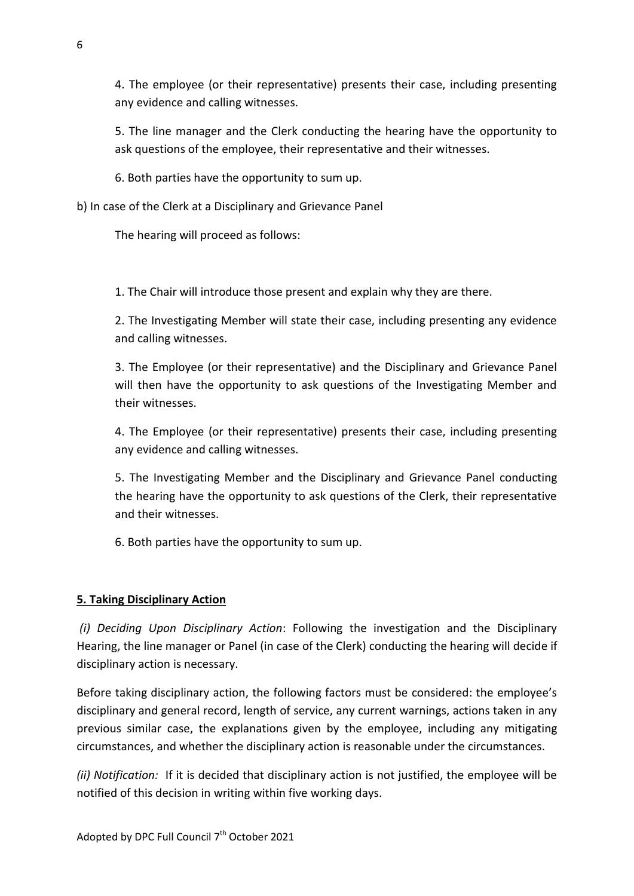4. The employee (or their representative) presents their case, including presenting any evidence and calling witnesses.

5. The line manager and the Clerk conducting the hearing have the opportunity to ask questions of the employee, their representative and their witnesses.

6. Both parties have the opportunity to sum up.

b) In case of the Clerk at a Disciplinary and Grievance Panel

The hearing will proceed as follows:

1. The Chair will introduce those present and explain why they are there.

2. The Investigating Member will state their case, including presenting any evidence and calling witnesses.

3. The Employee (or their representative) and the Disciplinary and Grievance Panel will then have the opportunity to ask questions of the Investigating Member and their witnesses.

4. The Employee (or their representative) presents their case, including presenting any evidence and calling witnesses.

5. The Investigating Member and the Disciplinary and Grievance Panel conducting the hearing have the opportunity to ask questions of the Clerk, their representative and their witnesses.

6. Both parties have the opportunity to sum up.

**5. Taking Disciplinary Action**

*(i) Deciding Upon Disciplinary Action*: Following the investigation and the Disciplinary Hearing, the line manager or Panel (in case of the Clerk) conducting the hearing will decide if disciplinary action is necessary.

Before taking disciplinary action, the following factors must be considered: the employee's disciplinary and general record, length of service, any current warnings, actions taken in any previous similar case, the explanations given by the employee, including any mitigating circumstances, and whether the disciplinary action is reasonable under the circumstances.

*(ii) Notification:* If it is decided that disciplinary action is not justified, the employee will be notified of this decision in writing within five working days.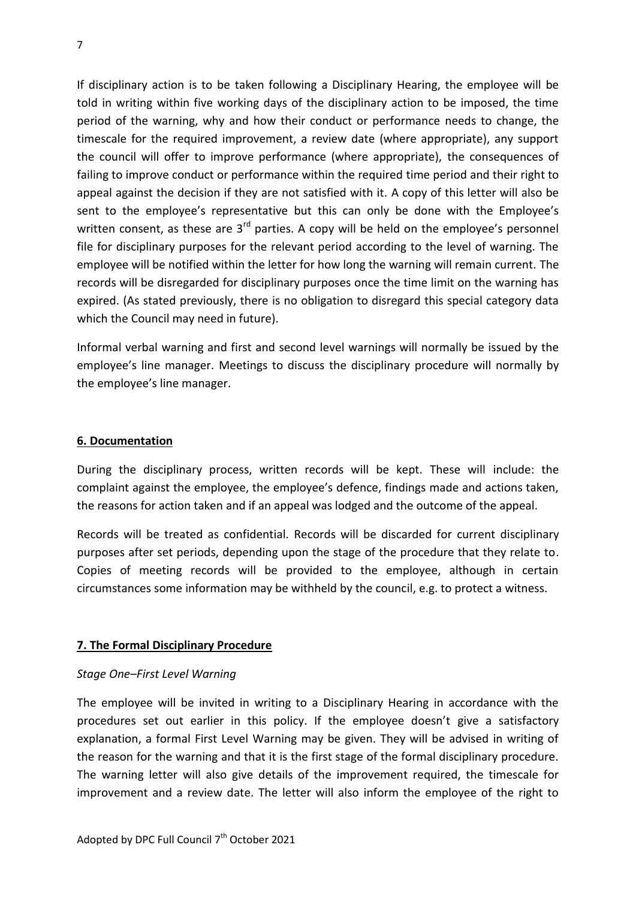If disciplinary action is to be taken following a Disciplinary Hearing, the employee will be told in writing within five working days of the disciplinary action to be imposed, the time period of the warning, why and how their conduct or performance needs to change, the timescale for the required improvement, a review date (where appropriate), any support the council will offer to improve performance (where appropriate), the consequences of failing to improve conduct or performance within the required time period and their right to appeal against the decision if they are not satisfied with it. A copy of this letter will also be sent to the employee's representative but this can only be done with the Employee's written consent, as these are 3rd parties. A copy will be held on the employee's personnel file for disciplinary purposes for the relevant period according to the level of warning. The employee will be notified within the letter for how long the warning will remain current. The records will be disregarded for disciplinary purposes once the time limit on the warning has expired. (As stated previously, there is no obligation to disregard this special category data which the Council may need in future).

Informal verbal warning and first and second level warnings will normally be issued by the employee's line manager. Meetings to discuss the disciplinary procedure will normally by the employee's line manager.

## 6. Documentation

During the disciplinary process, written records will be kept. These will include: the complaint against the employee, the employee's defence, findings made and actions taken, the reasons for action taken and if an appeal was lodged and the outcome of the appeal.

Records will be treated as confidential. Records will be discarded for current disciplinary purposes after set periods, depending upon the stage of the procedure that they relate to. Copies of meeting records will be provided to the employee, although in certain circumstances some information may be withheld by the council, e.g. to protect a witness.

## 7. The Formal Disciplinary Procedure

*Stage One–First Level Warning*

The employee will be invited in writing to a Disciplinary Hearing in accordance with the procedures set out earlier in this policy. If the employee doesn't give a satisfactory explanation, a formal First Level Warning may be given. They will be advised in writing of the reason for the warning and that it is the first stage of the formal disciplinary procedure. The warning letter will also give details of the improvement required, the timescale for improvement and a review date. The letter will also inform the employee of the right to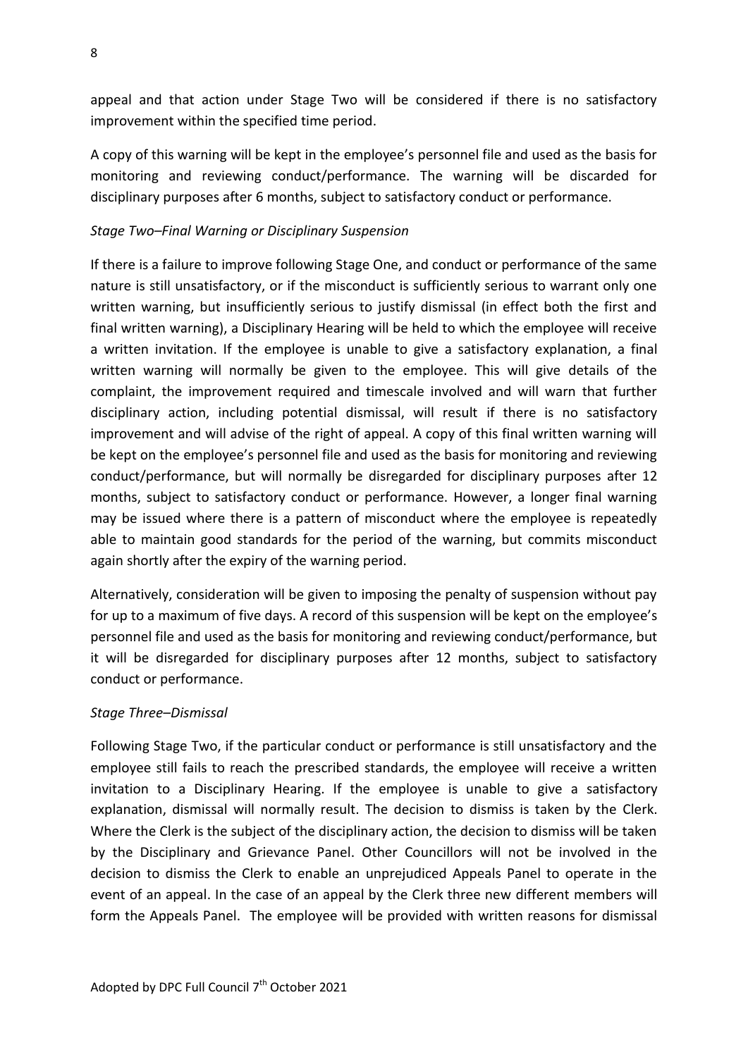appeal and that action under Stage Two will be considered if there is no satisfactory improvement within the specified time period.

A copy of this warning will be kept in the employee's personnel file and used as the basis for monitoring and reviewing conduct/performance. The warning will be discarded for disciplinary purposes after 6 months, subject to satisfactory conduct or performance.

*Stage Two–Final Warning or Disciplinary Suspension*

If there is a failure to improve following Stage One, and conduct or performance of the same nature is still unsatisfactory, or if the misconduct is sufficiently serious to warrant only one written warning, but insufficiently serious to justify dismissal (in effect both the first and final written warning), a Disciplinary Hearing will be held to which the employee will receive a written invitation. If the employee is unable to give a satisfactory explanation, a final written warning will normally be given to the employee. This will give details of the complaint, the improvement required and timescale involved and will warn that further disciplinary action, including potential dismissal, will result if there is no satisfactory improvement and will advise of the right of appeal. A copy of this final written warning will be kept on the employee's personnel file and used as the basis for monitoring and reviewing conduct/performance, but will normally be disregarded for disciplinary purposes after 12 months, subject to satisfactory conduct or performance. However, a longer final warning may be issued where there is a pattern of misconduct where the employee is repeatedly able to maintain good standards for the period of the warning, but commits misconduct again shortly after the expiry of the warning period.

Alternatively, consideration will be given to imposing the penalty of suspension without pay for up to a maximum of five days. A record of this suspension will be kept on the employee's personnel file and used as the basis for monitoring and reviewing conduct/performance, but it will be disregarded for disciplinary purposes after 12 months, subject to satisfactory conduct or performance.

*Stage Three–Dismissal*

Following Stage Two, if the particular conduct or performance is still unsatisfactory and the employee still fails to reach the prescribed standards, the employee will receive a written invitation to a Disciplinary Hearing. If the employee is unable to give a satisfactory explanation, dismissal will normally result. The decision to dismiss is taken by the Clerk. Where the Clerk is the subject of the disciplinary action, the decision to dismiss will be taken by the Disciplinary and Grievance Panel. Other Councillors will not be involved in the decision to dismiss the Clerk to enable an unprejudiced Appeals Panel to operate in the event of an appeal. In the case of an appeal by the Clerk three new different members will form the Appeals Panel. The employee will be provided with written reasons for dismissal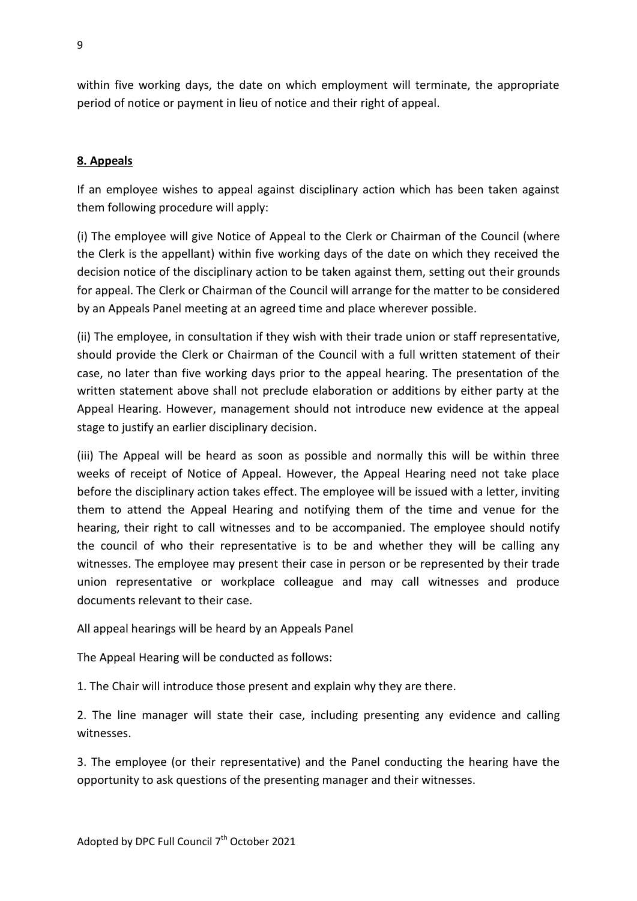within five working days, the date on which employment will terminate, the appropriate period of notice or payment in lieu of notice and their right of appeal.

**8. Appeals**

If an employee wishes to appeal against disciplinary action which has been taken against them following procedure will apply:

(i) The employee will give Notice of Appeal to the Clerk or Chairman of the Council (where the Clerk is the appellant) within five working days of the date on which they received the decision notice of the disciplinary action to be taken against them, setting out their grounds for appeal. The Clerk or Chairman of the Council will arrange for the matter to be considered by an Appeals Panel meeting at an agreed time and place wherever possible.

(ii) The employee, in consultation if they wish with their trade union or staff representative, should provide the Clerk or Chairman of the Council with a full written statement of their case, no later than five working days prior to the appeal hearing. The presentation of the written statement above shall not preclude elaboration or additions by either party at the Appeal Hearing. However, management should not introduce new evidence at the appeal stage to justify an earlier disciplinary decision.

(iii) The Appeal will be heard as soon as possible and normally this will be within three weeks of receipt of Notice of Appeal. However, the Appeal Hearing need not take place before the disciplinary action takes effect. The employee will be issued with a letter, inviting them to attend the Appeal Hearing and notifying them of the time and venue for the hearing, their right to call witnesses and to be accompanied. The employee should notify the council of who their representative is to be and whether they will be calling any witnesses. The employee may present their case in person or be represented by their trade union representative or workplace colleague and may call witnesses and produce documents relevant to their case.

All appeal hearings will be heard by an Appeals Panel

The Appeal Hearing will be conducted as follows:

1. The Chair will introduce those present and explain why they are there.

2. The line manager will state their case, including presenting any evidence and calling witnesses.

3. The employee (or their representative) and the Panel conducting the hearing have the opportunity to ask questions of the presenting manager and their witnesses.

Adopted by DPC Full Council 7th October 2021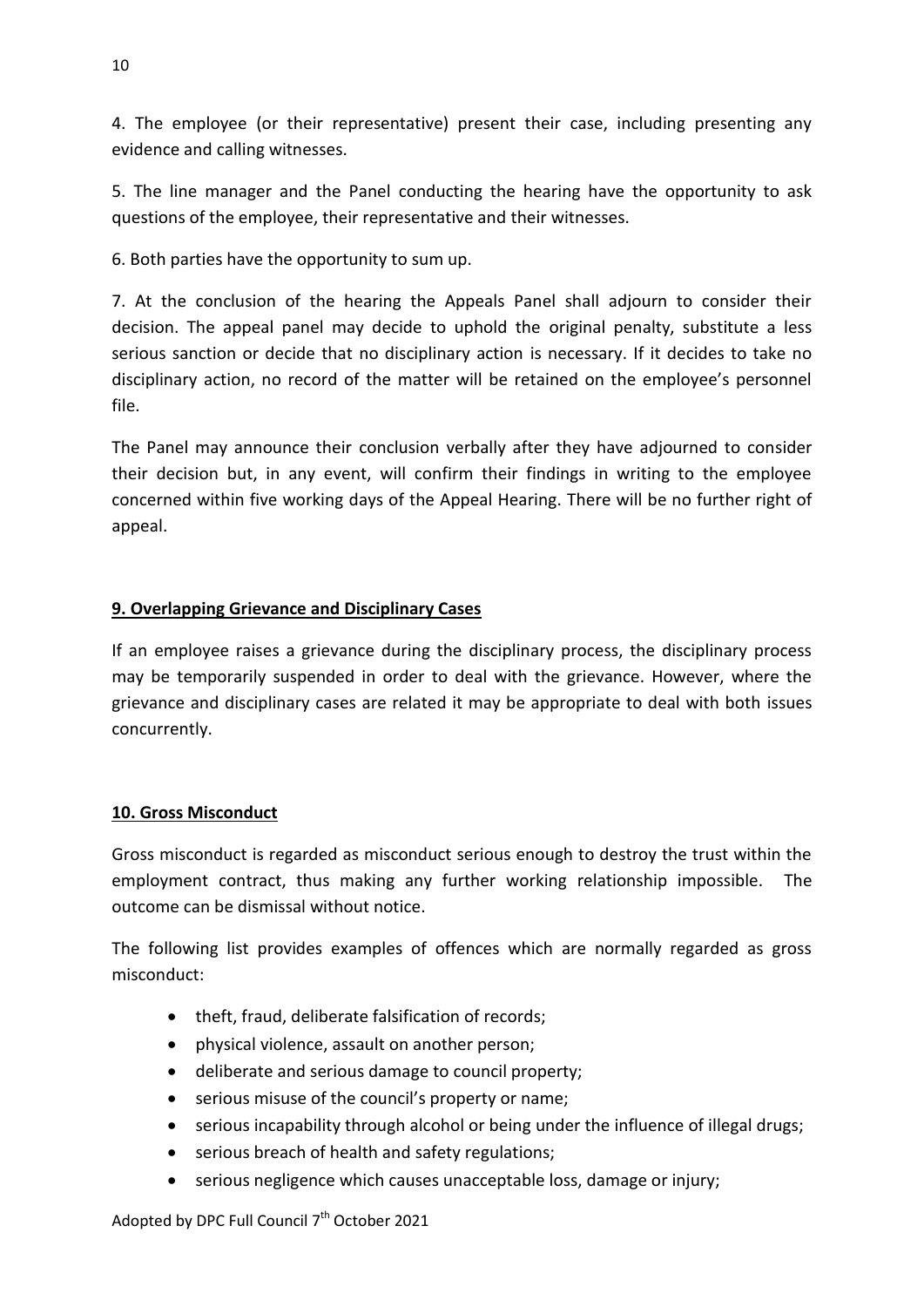4. The employee (or their representative) present their case, including presenting any evidence and calling witnesses.

5. The line manager and the Panel conducting the hearing have the opportunity to ask questions of the employee, their representative and their witnesses.

6. Both parties have the opportunity to sum up.

7. At the conclusion of the hearing the Appeals Panel shall adjourn to consider their decision. The appeal panel may decide to uphold the original penalty, substitute a less serious sanction or decide that no disciplinary action is necessary. If it decides to take no disciplinary action, no record of the matter will be retained on the employee's personnel file.

The Panel may announce their conclusion verbally after they have adjourned to consider their decision but, in any event, will confirm their findings in writing to the employee concerned within five working days of the Appeal Hearing. There will be no further right of appeal.

## 9. Overlapping Grievance and Disciplinary Cases

If an employee raises a grievance during the disciplinary process, the disciplinary process may be temporarily suspended in order to deal with the grievance. However, where the grievance and disciplinary cases are related it may be appropriate to deal with both issues concurrently.

## 10. Gross Misconduct

Gross misconduct is regarded as misconduct serious enough to destroy the trust within the employment contract, thus making any further working relationship impossible. The outcome can be dismissal without notice.

The following list provides examples of offences which are normally regarded as gross misconduct:

- theft, fraud, deliberate falsification of records;
- physical violence, assault on another person;
- deliberate and serious damage to council property;
- serious misuse of the council's property or name;
- serious incapability through alcohol or being under the influence of illegal drugs;
- serious breach of health and safety regulations;
- serious negligence which causes unacceptable loss, damage or injury;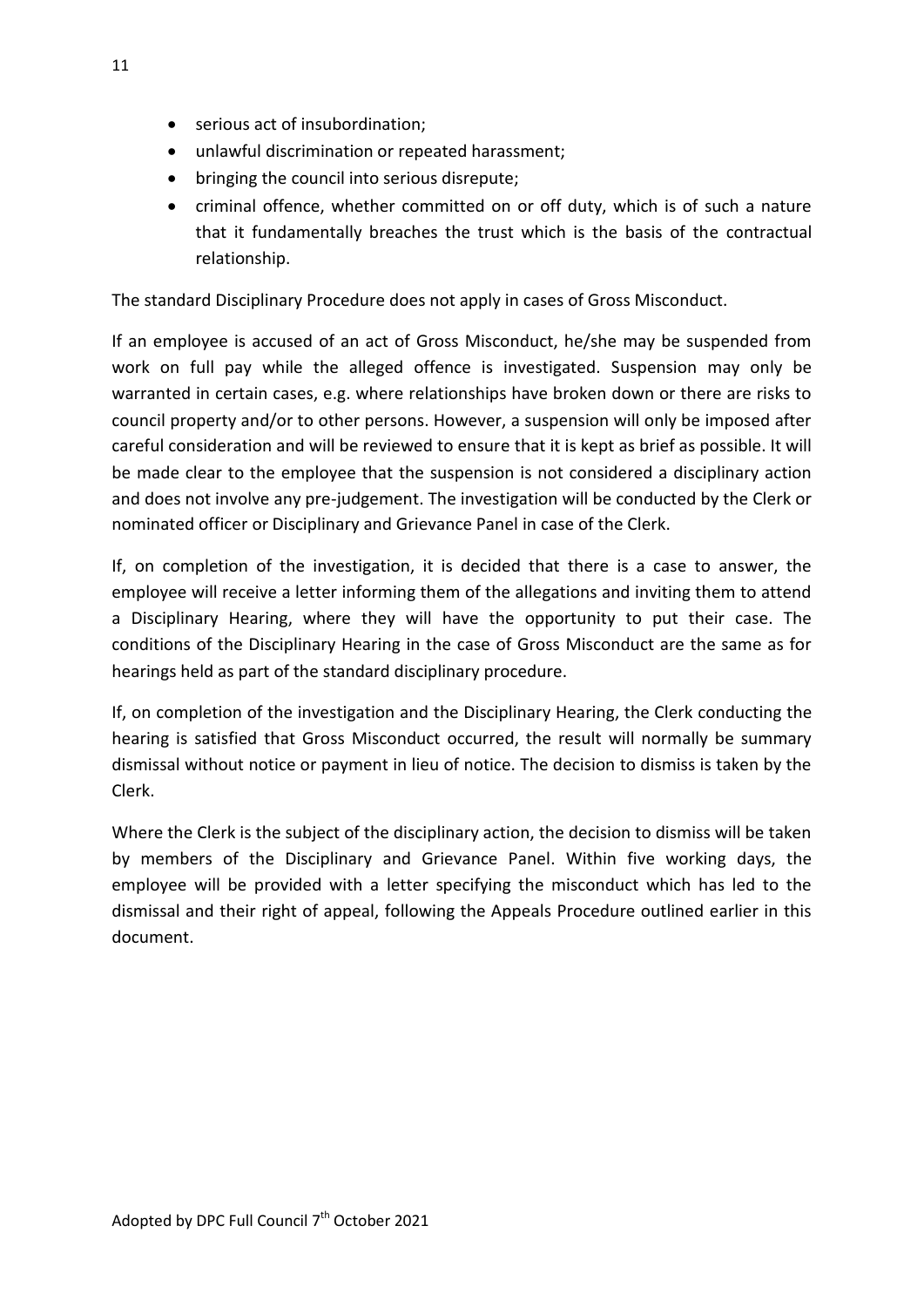- serious act of insubordination;
- unlawful discrimination or repeated harassment;
- bringing the council into serious disrepute;
- criminal offence, whether committed on or off duty, which is of such a nature that it fundamentally breaches the trust which is the basis of the contractual relationship.

The standard Disciplinary Procedure does not apply in cases of Gross Misconduct.

If an employee is accused of an act of Gross Misconduct, he/she may be suspended from work on full pay while the alleged offence is investigated. Suspension may only be warranted in certain cases, e.g. where relationships have broken down or there are risks to council property and/or to other persons. However, a suspension will only be imposed after careful consideration and will be reviewed to ensure that it is kept as brief as possible. It will be made clear to the employee that the suspension is not considered a disciplinary action and does not involve any pre-judgement. The investigation will be conducted by the Clerk or nominated officer or Disciplinary and Grievance Panel in case of the Clerk.

If, on completion of the investigation, it is decided that there is a case to answer, the employee will receive a letter informing them of the allegations and inviting them to attend a Disciplinary Hearing, where they will have the opportunity to put their case. The conditions of the Disciplinary Hearing in the case of Gross Misconduct are the same as for hearings held as part of the standard disciplinary procedure.

If, on completion of the investigation and the Disciplinary Hearing, the Clerk conducting the hearing is satisfied that Gross Misconduct occurred, the result will normally be summary dismissal without notice or payment in lieu of notice. The decision to dismiss is taken by the Clerk.

Where the Clerk is the subject of the disciplinary action, the decision to dismiss will be taken by members of the Disciplinary and Grievance Panel. Within five working days, the employee will be provided with a letter specifying the misconduct which has led to the dismissal and their right of appeal, following the Appeals Procedure outlined earlier in this document.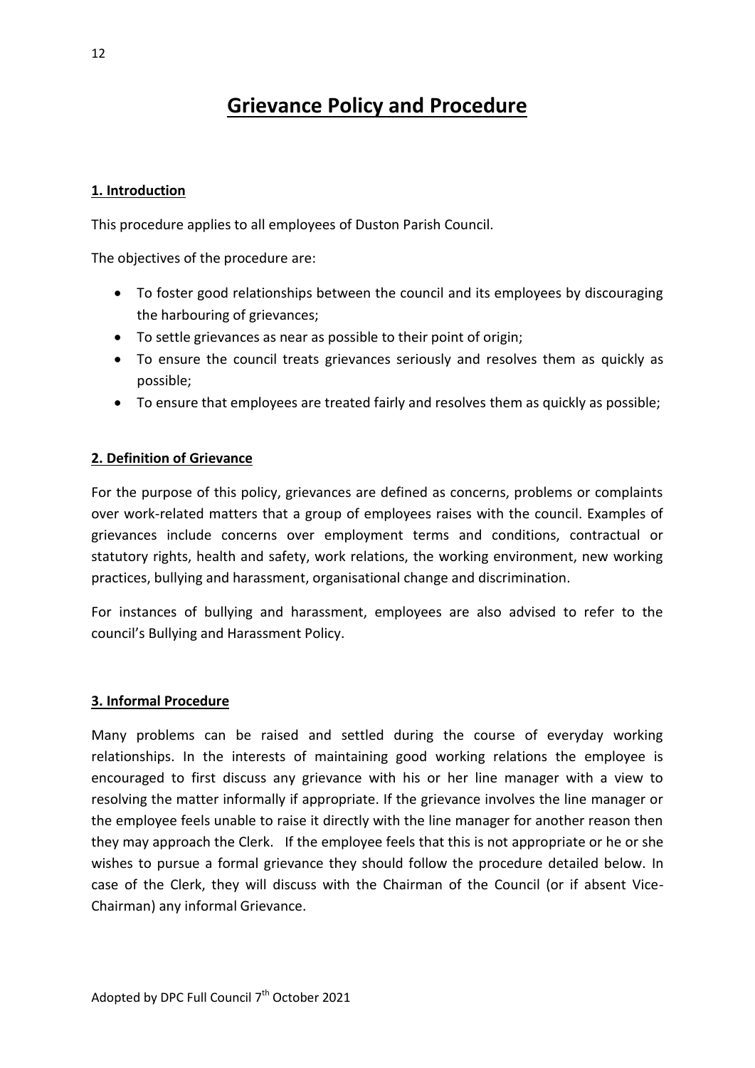# Grievance Policy and Procedure

## 1. Introduction

This procedure applies to all employees of Duston Parish Council.

The objectives of the procedure are:

- To foster good relationships between the council and its employees by discouraging the harbouring of grievances;
- To settle grievances as near as possible to their point of origin;
- To ensure the council treats grievances seriously and resolves them as quickly as possible;
- To ensure that employees are treated fairly and resolves them as quickly as possible;

## 2. Definition of Grievance

For the purpose of this policy, grievances are defined as concerns, problems or complaints over work-related matters that a group of employees raises with the council. Examples of grievances include concerns over employment terms and conditions, contractual or statutory rights, health and safety, work relations, the working environment, new working practices, bullying and harassment, organisational change and discrimination.

For instances of bullying and harassment, employees are also advised to refer to the council's Bullying and Harassment Policy.

## 3. Informal Procedure

Many problems can be raised and settled during the course of everyday working relationships. In the interests of maintaining good working relations the employee is encouraged to first discuss any grievance with his or her line manager with a view to resolving the matter informally if appropriate. If the grievance involves the line manager or the employee feels unable to raise it directly with the line manager for another reason then they may approach the Clerk. If the employee feels that this is not appropriate or he or she wishes to pursue a formal grievance they should follow the procedure detailed below. In case of the Clerk, they will discuss with the Chairman of the Council (or if absent Vice-Chairman) any informal Grievance.

Adopted by DPC Full Council 7th October 2021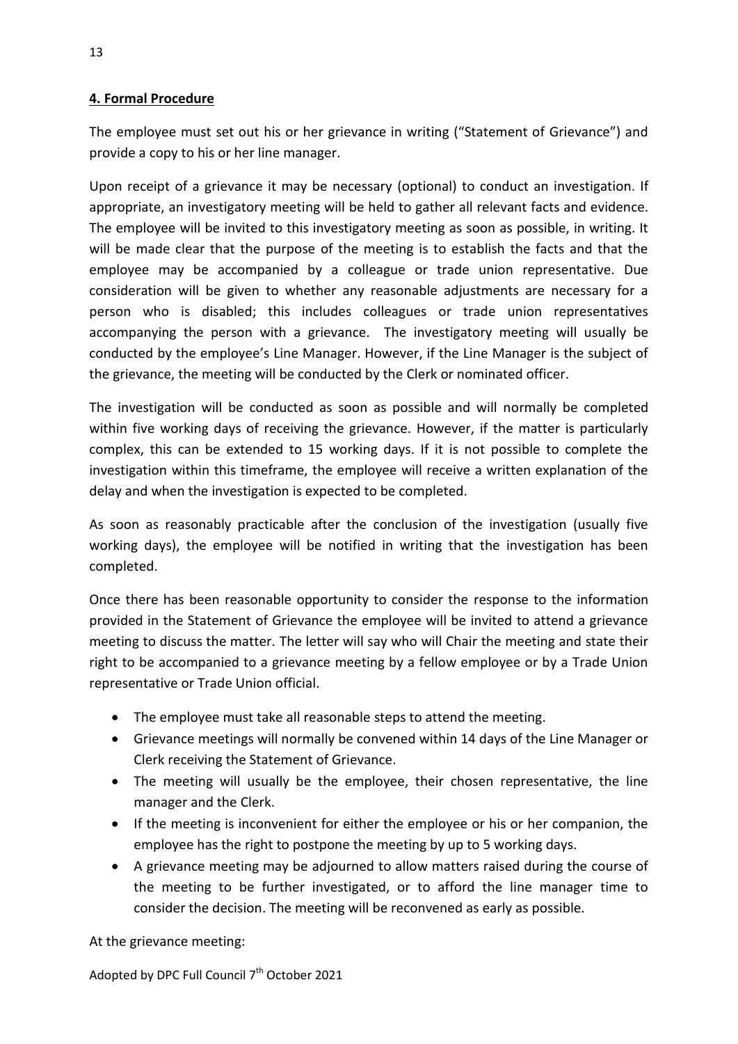## 4. Formal Procedure

The employee must set out his or her grievance in writing ("Statement of Grievance") and provide a copy to his or her line manager.

Upon receipt of a grievance it may be necessary (optional) to conduct an investigation. If appropriate, an investigatory meeting will be held to gather all relevant facts and evidence. The employee will be invited to this investigatory meeting as soon as possible, in writing. It will be made clear that the purpose of the meeting is to establish the facts and that the employee may be accompanied by a colleague or trade union representative. Due consideration will be given to whether any reasonable adjustments are necessary for a person who is disabled; this includes colleagues or trade union representatives accompanying the person with a grievance. The investigatory meeting will usually be conducted by the employee's Line Manager. However, if the Line Manager is the subject of the grievance, the meeting will be conducted by the Clerk or nominated officer.

The investigation will be conducted as soon as possible and will normally be completed within five working days of receiving the grievance. However, if the matter is particularly complex, this can be extended to 15 working days. If it is not possible to complete the investigation within this timeframe, the employee will receive a written explanation of the delay and when the investigation is expected to be completed.

As soon as reasonably practicable after the conclusion of the investigation (usually five working days), the employee will be notified in writing that the investigation has been completed.

Once there has been reasonable opportunity to consider the response to the information provided in the Statement of Grievance the employee will be invited to attend a grievance meeting to discuss the matter. The letter will say who will Chair the meeting and state their right to be accompanied to a grievance meeting by a fellow employee or by a Trade Union representative or Trade Union official.

- The employee must take all reasonable steps to attend the meeting.
- Grievance meetings will normally be convened within 14 days of the Line Manager or Clerk receiving the Statement of Grievance.
- The meeting will usually be the employee, their chosen representative, the line manager and the Clerk.
- If the meeting is inconvenient for either the employee or his or her companion, the employee has the right to postpone the meeting by up to 5 working days.
- A grievance meeting may be adjourned to allow matters raised during the course of the meeting to be further investigated, or to afford the line manager time to consider the decision. The meeting will be reconvened as early as possible.

At the grievance meeting: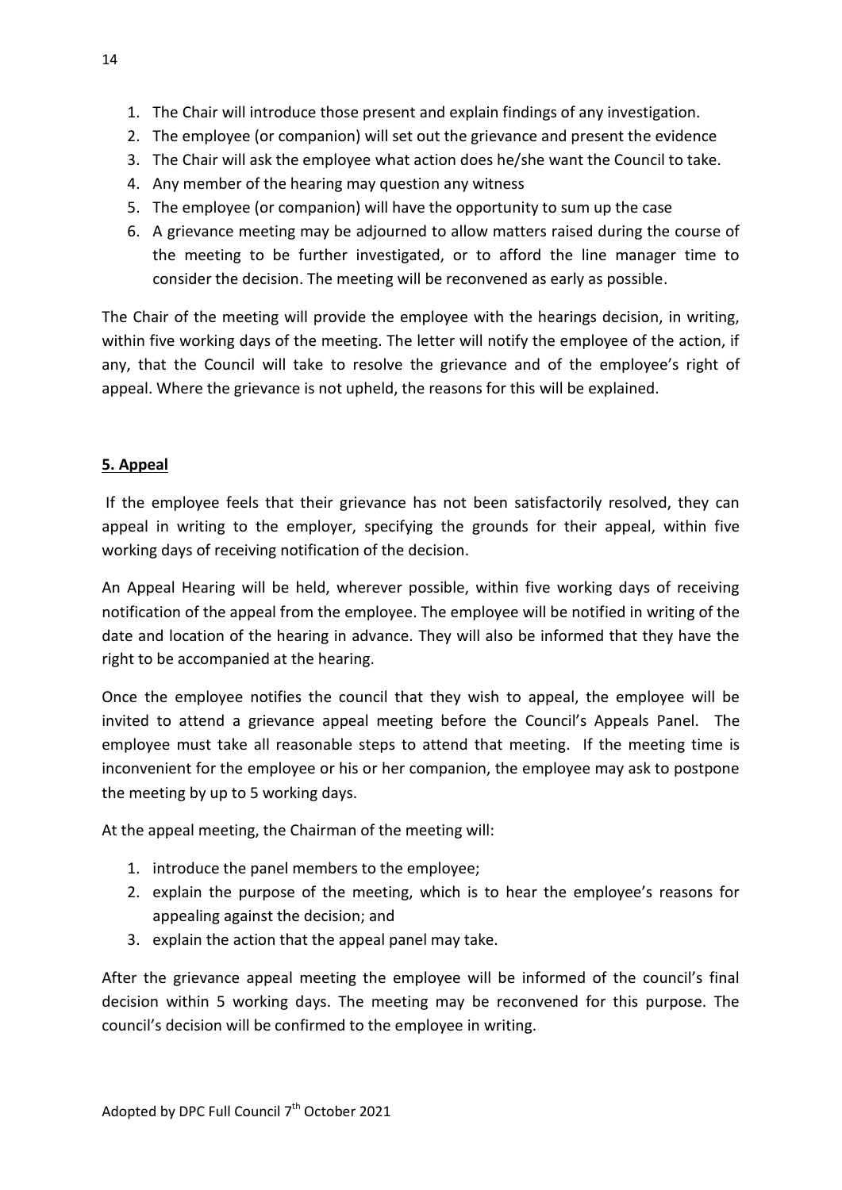1. The Chair will introduce those present and explain findings of any investigation.
2. The employee (or companion) will set out the grievance and present the evidence
3. The Chair will ask the employee what action does he/she want the Council to take.
4. Any member of the hearing may question any witness
5. The employee (or companion) will have the opportunity to sum up the case
6. A grievance meeting may be adjourned to allow matters raised during the course of the meeting to be further investigated, or to afford the line manager time to consider the decision. The meeting will be reconvened as early as possible.

The Chair of the meeting will provide the employee with the hearings decision, in writing, within five working days of the meeting. The letter will notify the employee of the action, if any, that the Council will take to resolve the grievance and of the employee's right of appeal. Where the grievance is not upheld, the reasons for this will be explained.

## 5. Appeal

If the employee feels that their grievance has not been satisfactorily resolved, they can appeal in writing to the employer, specifying the grounds for their appeal, within five working days of receiving notification of the decision.

An Appeal Hearing will be held, wherever possible, within five working days of receiving notification of the appeal from the employee. The employee will be notified in writing of the date and location of the hearing in advance. They will also be informed that they have the right to be accompanied at the hearing.

Once the employee notifies the council that they wish to appeal, the employee will be invited to attend a grievance appeal meeting before the Council's Appeals Panel. The employee must take all reasonable steps to attend that meeting. If the meeting time is inconvenient for the employee or his or her companion, the employee may ask to postpone the meeting by up to 5 working days.

At the appeal meeting, the Chairman of the meeting will:

1. introduce the panel members to the employee;
2. explain the purpose of the meeting, which is to hear the employee's reasons for appealing against the decision; and
3. explain the action that the appeal panel may take.

After the grievance appeal meeting the employee will be informed of the council's final decision within 5 working days. The meeting may be reconvened for this purpose. The council's decision will be confirmed to the employee in writing.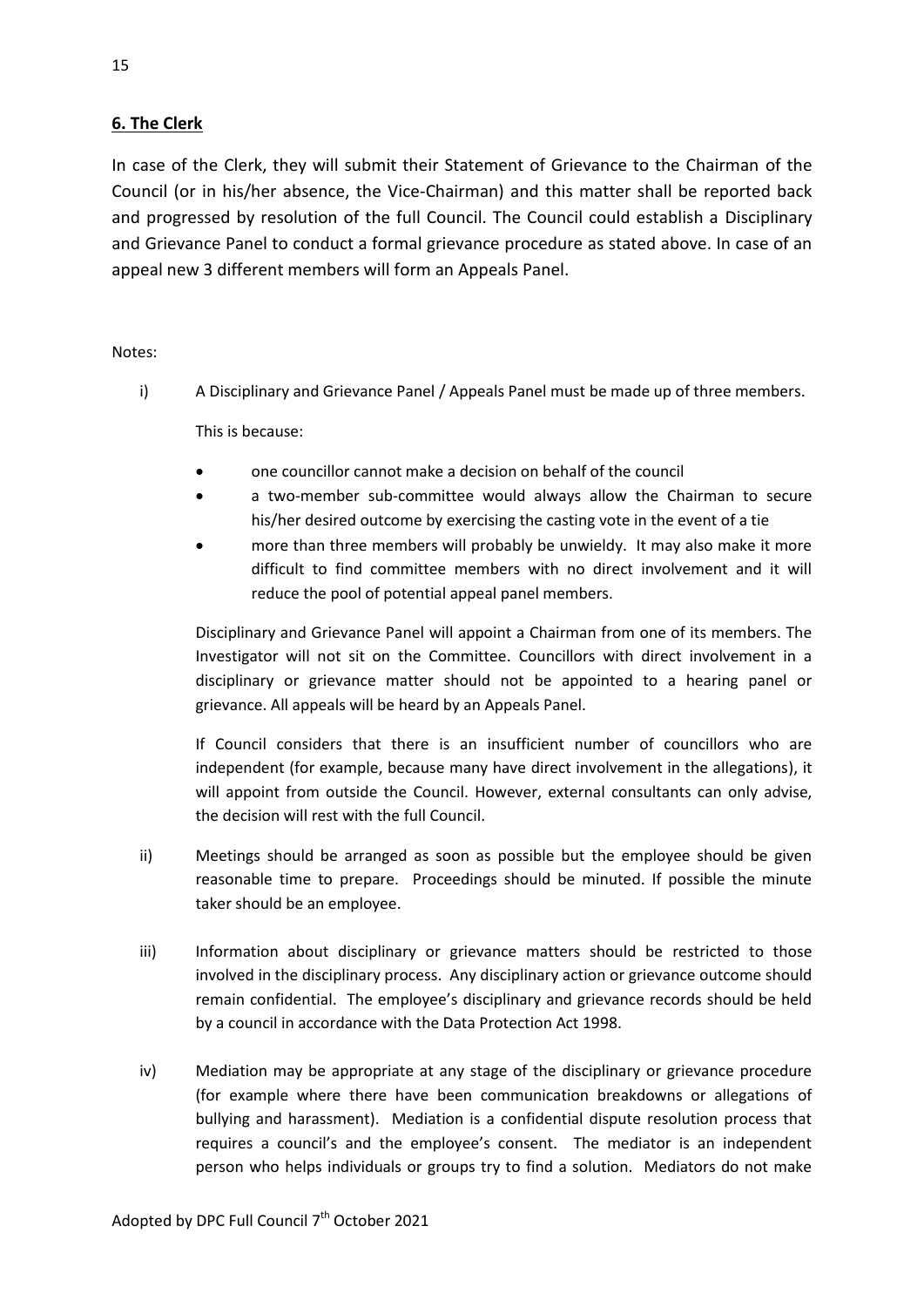## **6. The Clerk**

In case of the Clerk, they will submit their Statement of Grievance to the Chairman of the Council (or in his/her absence, the Vice-Chairman) and this matter shall be reported back and progressed by resolution of the full Council. The Council could establish a Disciplinary and Grievance Panel to conduct a formal grievance procedure as stated above. In case of an appeal new 3 different members will form an Appeals Panel.

Notes:

i) A Disciplinary and Grievance Panel / Appeals Panel must be made up of three members.

   This is because:

   - one councillor cannot make a decision on behalf of the council
   - a two-member sub-committee would always allow the Chairman to secure his/her desired outcome by exercising the casting vote in the event of a tie
   - more than three members will probably be unwieldy. It may also make it more difficult to find committee members with no direct involvement and it will reduce the pool of potential appeal panel members.

   Disciplinary and Grievance Panel will appoint a Chairman from one of its members. The Investigator will not sit on the Committee. Councillors with direct involvement in a disciplinary or grievance matter should not be appointed to a hearing panel or grievance. All appeals will be heard by an Appeals Panel.

   If Council considers that there is an insufficient number of councillors who are independent (for example, because many have direct involvement in the allegations), it will appoint from outside the Council. However, external consultants can only advise, the decision will rest with the full Council.

ii) Meetings should be arranged as soon as possible but the employee should be given reasonable time to prepare. Proceedings should be minuted. If possible the minute taker should be an employee.

iii) Information about disciplinary or grievance matters should be restricted to those involved in the disciplinary process. Any disciplinary action or grievance outcome should remain confidential. The employee's disciplinary and grievance records should be held by a council in accordance with the Data Protection Act 1998.

iv) Mediation may be appropriate at any stage of the disciplinary or grievance procedure (for example where there have been communication breakdowns or allegations of bullying and harassment). Mediation is a confidential dispute resolution process that requires a council's and the employee's consent. The mediator is an independent person who helps individuals or groups try to find a solution. Mediators do not make

Adopted by DPC Full Council 7th October 2021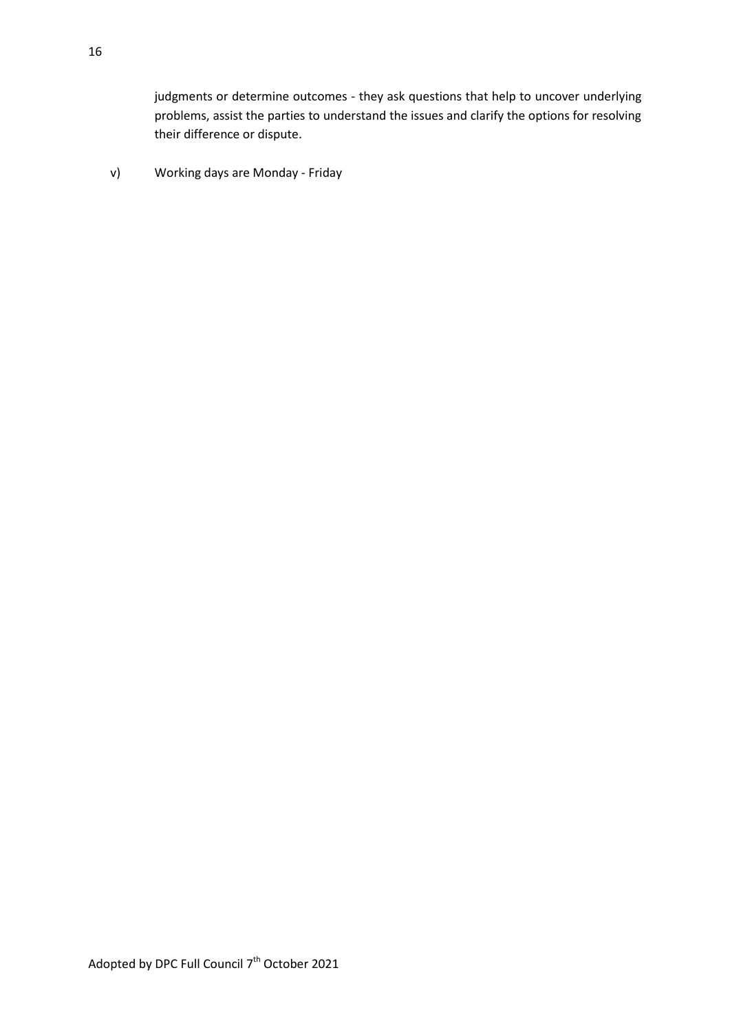judgments or determine outcomes - they ask questions that help to uncover underlying problems, assist the parties to understand the issues and clarify the options for resolving their difference or dispute.

v) Working days are Monday - Friday

Adopted by DPC Full Council 7th October 2021